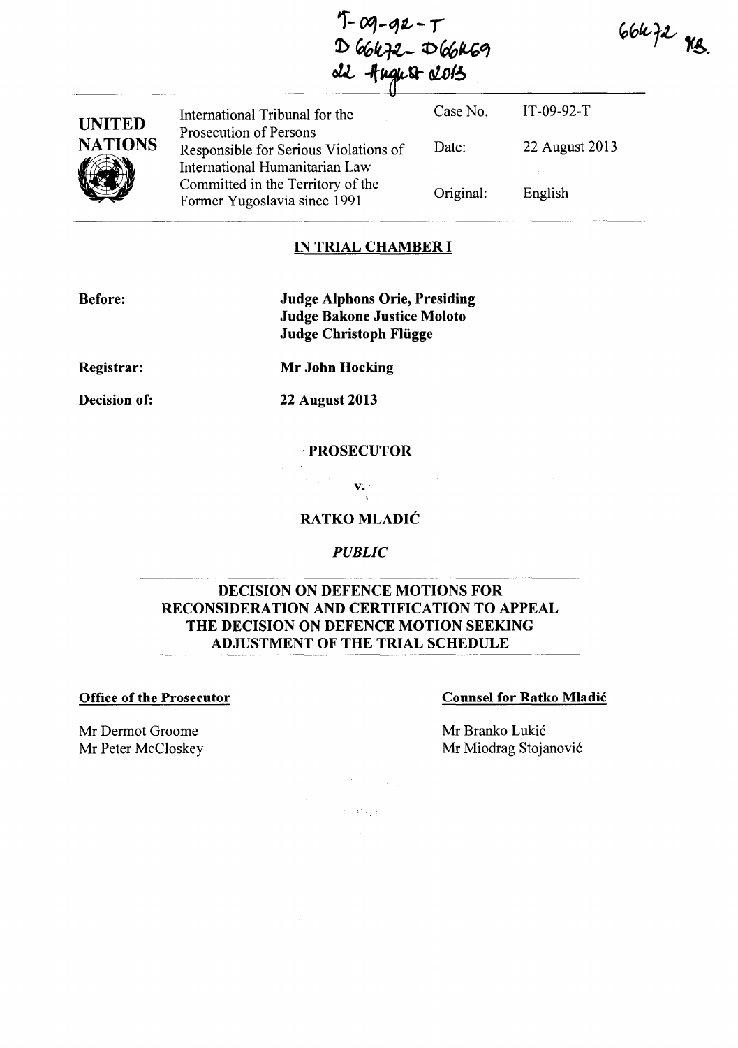IT-09-92-T
D 66472 - D 66469
22 August 2013

66472 YB.

| UNITED NATIONS | International Tribunal for the Prosecution of Persons Responsible for Serious Violations of International Humanitarian Law Committed in the Territory of the Former Yugoslavia since 1991 | Case No. | IT-09-92-T |
|---|---|---|---|
| | | Date: | 22 August 2013 |
| | | Original: | English |

## IN TRIAL CHAMBER I

**Before:** **Judge Alphons Orie, Presiding**
**Judge Bakone Justice Moloto**
**Judge Christoph Flügge**

**Registrar:** **Mr John Hocking**

**Decision of:** **22 August 2013**

**PROSECUTOR**

**v.**

**RATKO MLADIĆ**

*PUBLIC*

## DECISION ON DEFENCE MOTIONS FOR RECONSIDERATION AND CERTIFICATION TO APPEAL THE DECISION ON DEFENCE MOTION SEEKING ADJUSTMENT OF THE TRIAL SCHEDULE

**Office of the Prosecutor**

Mr Dermot Groome
Mr Peter McCloskey

**Counsel for Ratko Mladić**

Mr Branko Lukić
Mr Miodrag Stojanović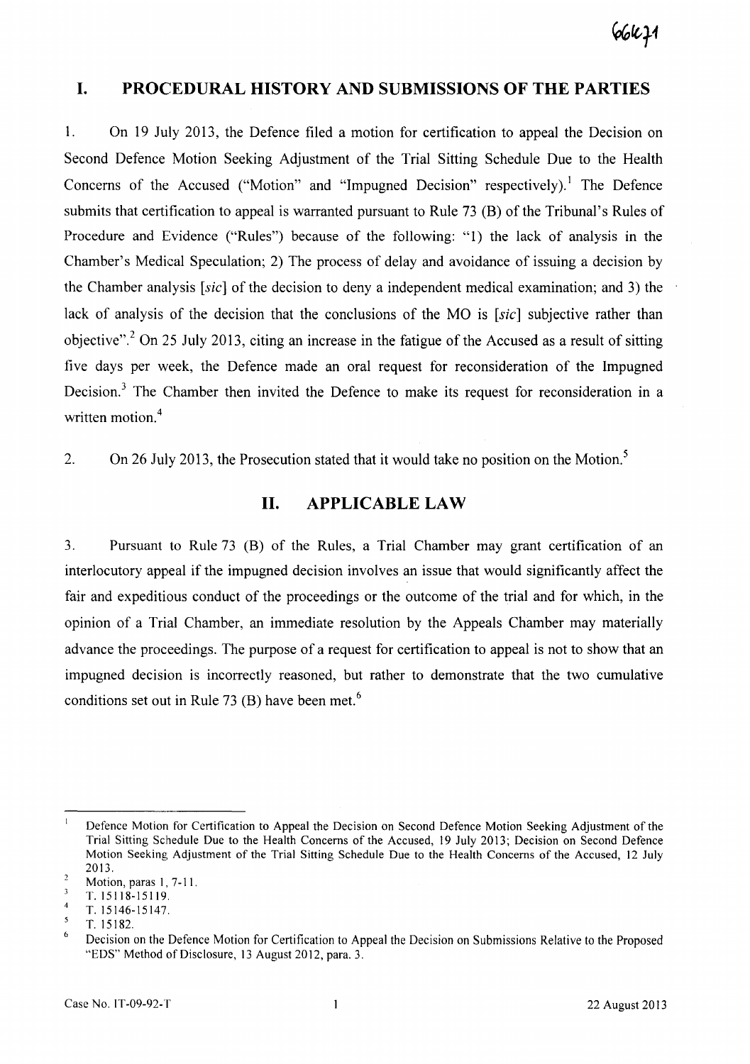## I. PROCEDURAL HISTORY AND SUBMISSIONS OF THE PARTIES

1. On 19 July 2013, the Defence filed a motion for certification to appeal the Decision on Second Defence Motion Seeking Adjustment of the Trial Sitting Schedule Due to the Health Concerns of the Accused ("Motion" and "Impugned Decision" respectively).[1] The Defence submits that certification to appeal is warranted pursuant to Rule 73 (B) of the Tribunal's Rules of Procedure and Evidence ("Rules") because of the following: "1) the lack of analysis in the Chamber's Medical Speculation; 2) The process of delay and avoidance of issuing a decision by the Chamber analysis [*sic*] of the decision to deny a independent medical examination; and 3) the lack of analysis of the decision that the conclusions of the MO is [*sic*] subjective rather than objective".[2] On 25 July 2013, citing an increase in the fatigue of the Accused as a result of sitting five days per week, the Defence made an oral request for reconsideration of the Impugned Decision.[3] The Chamber then invited the Defence to make its request for reconsideration in a written motion.[4]

2. On 26 July 2013, the Prosecution stated that it would take no position on the Motion.[5]

## II. APPLICABLE LAW

3. Pursuant to Rule 73 (B) of the Rules, a Trial Chamber may grant certification of an interlocutory appeal if the impugned decision involves an issue that would significantly affect the fair and expeditious conduct of the proceedings or the outcome of the trial and for which, in the opinion of a Trial Chamber, an immediate resolution by the Appeals Chamber may materially advance the proceedings. The purpose of a request for certification to appeal is not to show that an impugned decision is incorrectly reasoned, but rather to demonstrate that the two cumulative conditions set out in Rule 73 (B) have been met.[6]

---

[1] Defence Motion for Certification to Appeal the Decision on Second Defence Motion Seeking Adjustment of the Trial Sitting Schedule Due to the Health Concerns of the Accused, 19 July 2013; Decision on Second Defence Motion Seeking Adjustment of the Trial Sitting Schedule Due to the Health Concerns of the Accused, 12 July 2013.

[2] Motion, paras 1, 7-11.

[3] T. 15118-15119.

[4] T. 15146-15147.

[5] T. 15182.

[6] Decision on the Defence Motion for Certification to Appeal the Decision on Submissions Relative to the Proposed "EDS" Method of Disclosure, 13 August 2012, para. 3.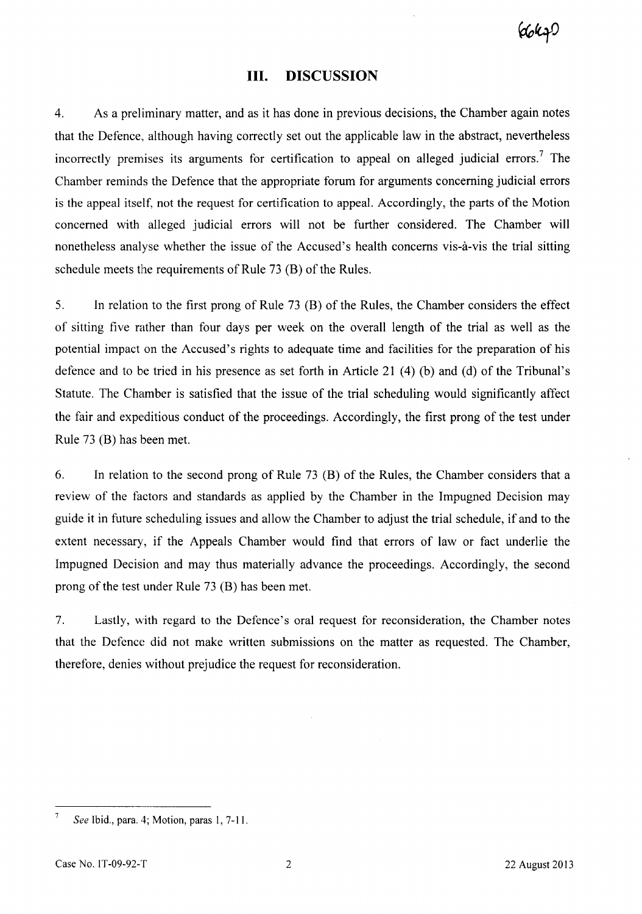## III. DISCUSSION

4. As a preliminary matter, and as it has done in previous decisions, the Chamber again notes that the Defence, although having correctly set out the applicable law in the abstract, nevertheless incorrectly premises its arguments for certification to appeal on alleged judicial errors.[7] The Chamber reminds the Defence that the appropriate forum for arguments concerning judicial errors is the appeal itself, not the request for certification to appeal. Accordingly, the parts of the Motion concerned with alleged judicial errors will not be further considered. The Chamber will nonetheless analyse whether the issue of the Accused's health concerns vis-à-vis the trial sitting schedule meets the requirements of Rule 73 (B) of the Rules.

5. In relation to the first prong of Rule 73 (B) of the Rules, the Chamber considers the effect of sitting five rather than four days per week on the overall length of the trial as well as the potential impact on the Accused's rights to adequate time and facilities for the preparation of his defence and to be tried in his presence as set forth in Article 21 (4) (b) and (d) of the Tribunal's Statute. The Chamber is satisfied that the issue of the trial scheduling would significantly affect the fair and expeditious conduct of the proceedings. Accordingly, the first prong of the test under Rule 73 (B) has been met.

6. In relation to the second prong of Rule 73 (B) of the Rules, the Chamber considers that a review of the factors and standards as applied by the Chamber in the Impugned Decision may guide it in future scheduling issues and allow the Chamber to adjust the trial schedule, if and to the extent necessary, if the Appeals Chamber would find that errors of law or fact underlie the Impugned Decision and may thus materially advance the proceedings. Accordingly, the second prong of the test under Rule 73 (B) has been met.

7. Lastly, with regard to the Defence's oral request for reconsideration, the Chamber notes that the Defence did not make written submissions on the matter as requested. The Chamber, therefore, denies without prejudice the request for reconsideration.

---

[7] *See* Ibid., para. 4; Motion, paras 1, 7-11.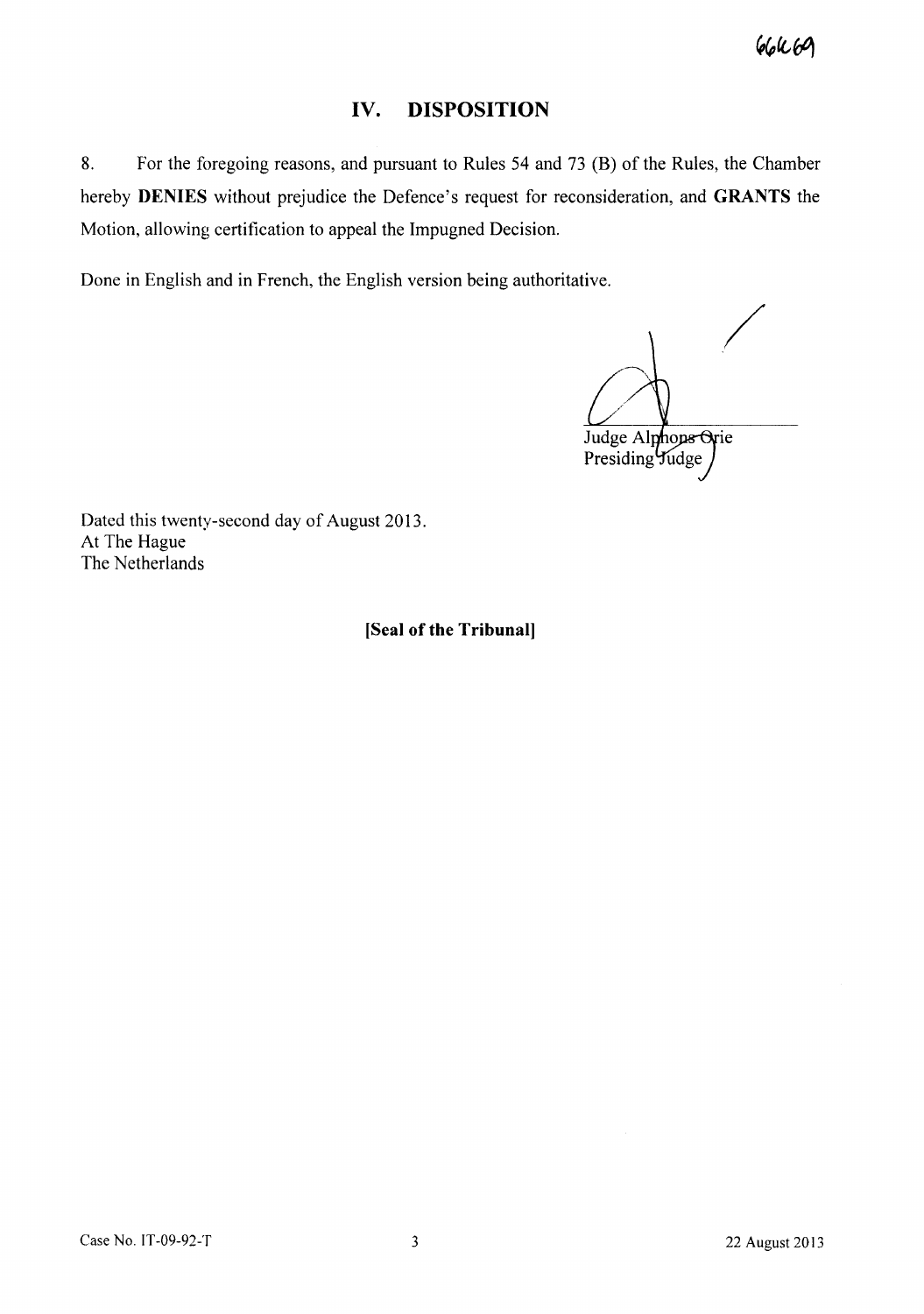## IV. DISPOSITION

8. For the foregoing reasons, and pursuant to Rules 54 and 73 (B) of the Rules, the Chamber hereby **DENIES** without prejudice the Defence's request for reconsideration, and **GRANTS** the Motion, allowing certification to appeal the Impugned Decision.

Done in English and in French, the English version being authoritative.

Judge Alphons Orie
Presiding Judge

Dated this twenty-second day of August 2013.
At The Hague
The Netherlands

**[Seal of the Tribunal]**